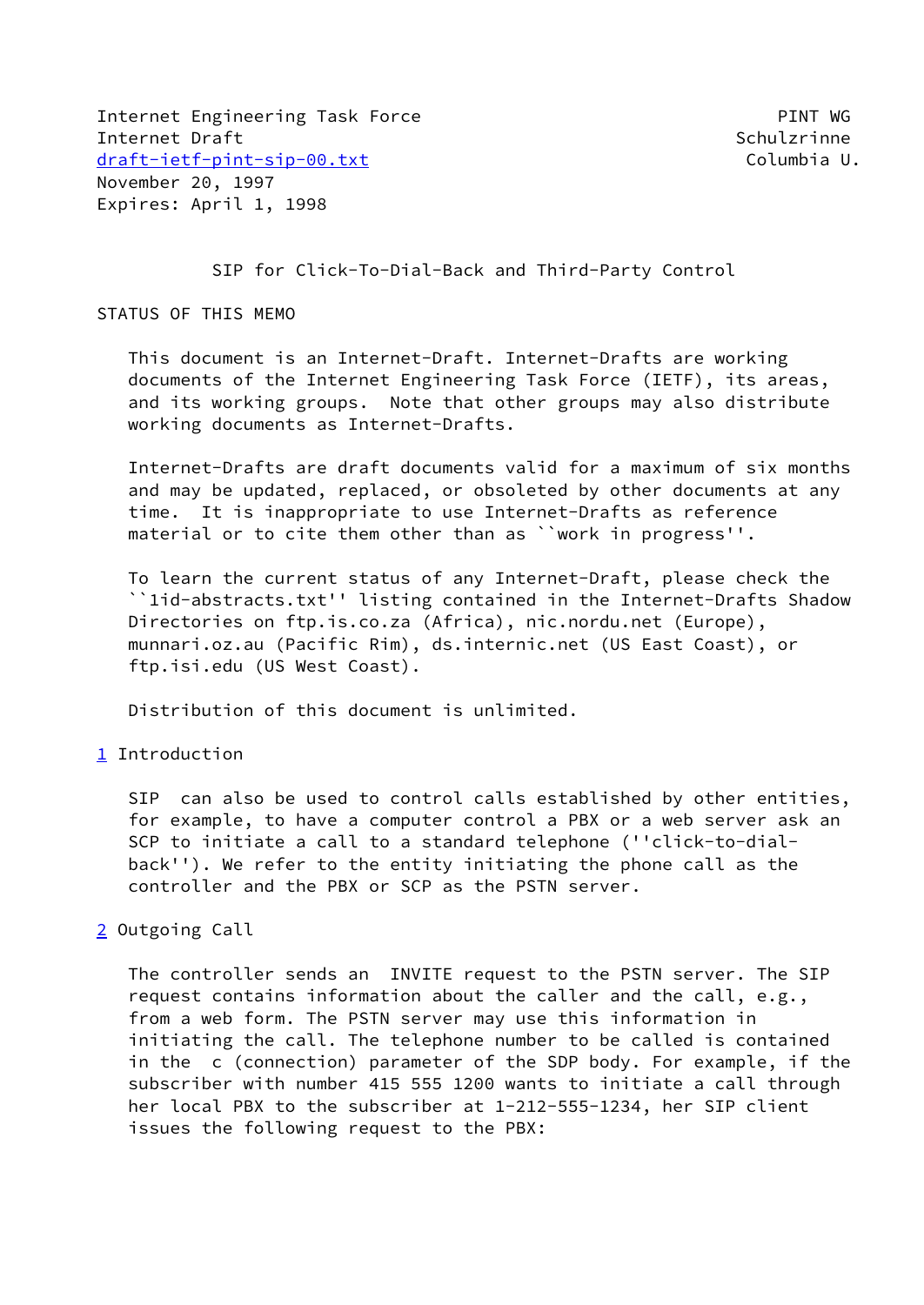Internet Engineering Task Force PINT WG
Internet Draft Schulzrinne
draft-ietf-pint-sip-00.txt Columbia U.
November 20, 1997
Expires: April 1, 1998

# SIP for Click-To-Dial-Back and Third-Party Control

## STATUS OF THIS MEMO

This document is an Internet-Draft. Internet-Drafts are working documents of the Internet Engineering Task Force (IETF), its areas, and its working groups. Note that other groups may also distribute working documents as Internet-Drafts.

Internet-Drafts are draft documents valid for a maximum of six months and may be updated, replaced, or obsoleted by other documents at any time. It is inappropriate to use Internet-Drafts as reference material or to cite them other than as ``work in progress''.

To learn the current status of any Internet-Draft, please check the ``1id-abstracts.txt'' listing contained in the Internet-Drafts Shadow Directories on ftp.is.co.za (Africa), nic.nordu.net (Europe), munnari.oz.au (Pacific Rim), ds.internic.net (US East Coast), or ftp.isi.edu (US West Coast).

Distribution of this document is unlimited.

## 1 Introduction

SIP can also be used to control calls established by other entities, for example, to have a computer control a PBX or a web server ask an SCP to initiate a call to a standard telephone (''click-to-dial-back''). We refer to the entity initiating the phone call as the controller and the PBX or SCP as the PSTN server.

## 2 Outgoing Call

The controller sends an INVITE request to the PSTN server. The SIP request contains information about the caller and the call, e.g., from a web form. The PSTN server may use this information in initiating the call. The telephone number to be called is contained in the c (connection) parameter of the SDP body. For example, if the subscriber with number 415 555 1200 wants to initiate a call through her local PBX to the subscriber at 1-212-555-1234, her SIP client issues the following request to the PBX: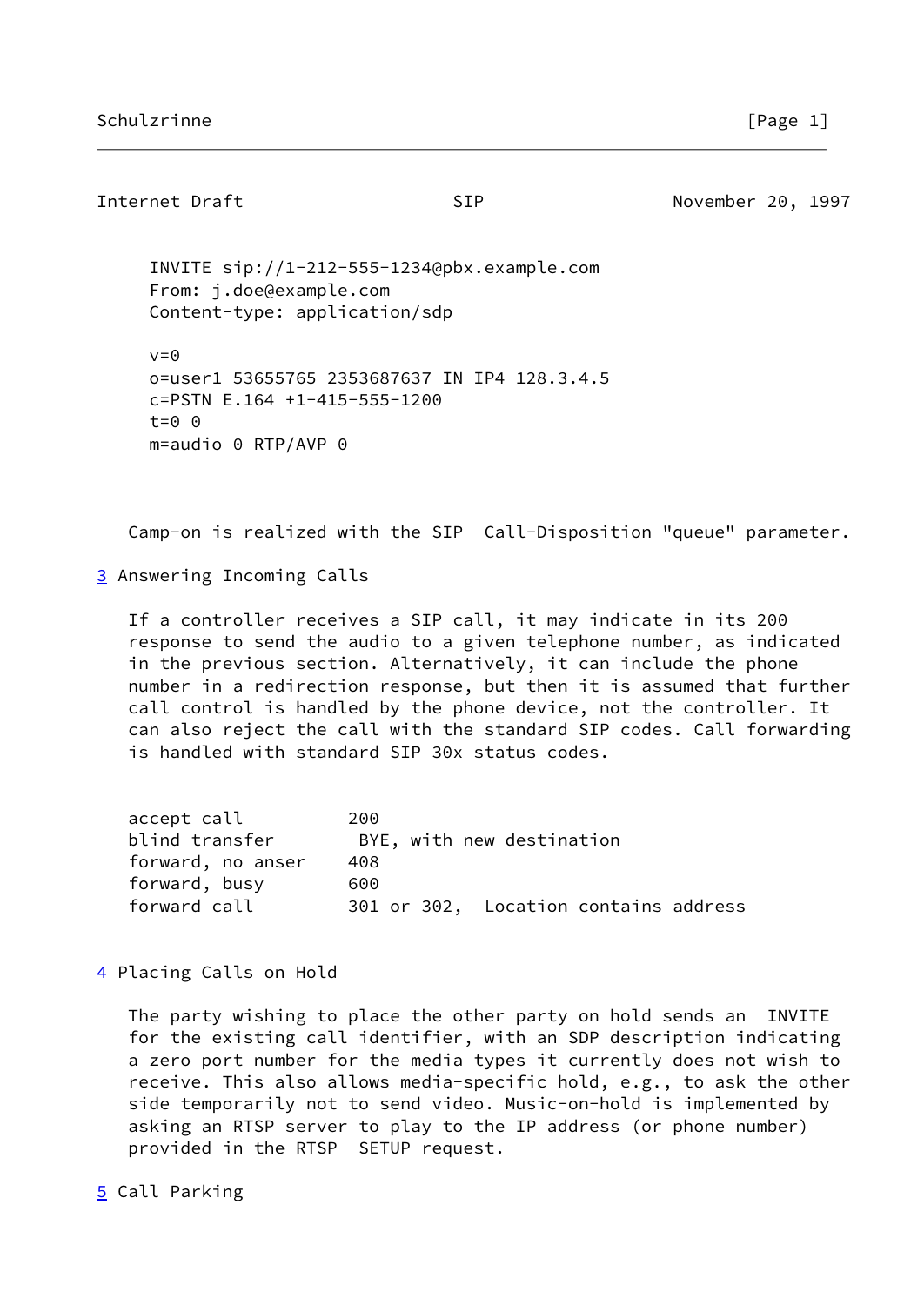```
INVITE sip://1-212-555-1234@pbx.example.com
From: j.doe@example.com
Content-type: application/sdp

v=0
o=user1 53655765 2353687637 IN IP4 128.3.4.5
c=PSTN E.164 +1-415-555-1200
t=0 0
m=audio 0 RTP/AVP 0
```

Camp-on is realized with the SIP Call-Disposition "queue" parameter.

## 3 Answering Incoming Calls

If a controller receives a SIP call, it may indicate in its 200 response to send the audio to a given telephone number, as indicated in the previous section. Alternatively, it can include the phone number in a redirection response, but then it is assumed that further call control is handled by the phone device, not the controller. It can also reject the call with the standard SIP codes. Call forwarding is handled with standard SIP 30x status codes.

| | |
|---|---|
| accept call | 200 |
| blind transfer | BYE, with new destination |
| forward, no anser | 408 |
| forward, busy | 600 |
| forward call | 301 or 302, Location contains address |

## 4 Placing Calls on Hold

The party wishing to place the other party on hold sends an INVITE for the existing call identifier, with an SDP description indicating a zero port number for the media types it currently does not wish to receive. This also allows media-specific hold, e.g., to ask the other side temporarily not to send video. Music-on-hold is implemented by asking an RTSP server to play to the IP address (or phone number) provided in the RTSP SETUP request.

## 5 Call Parking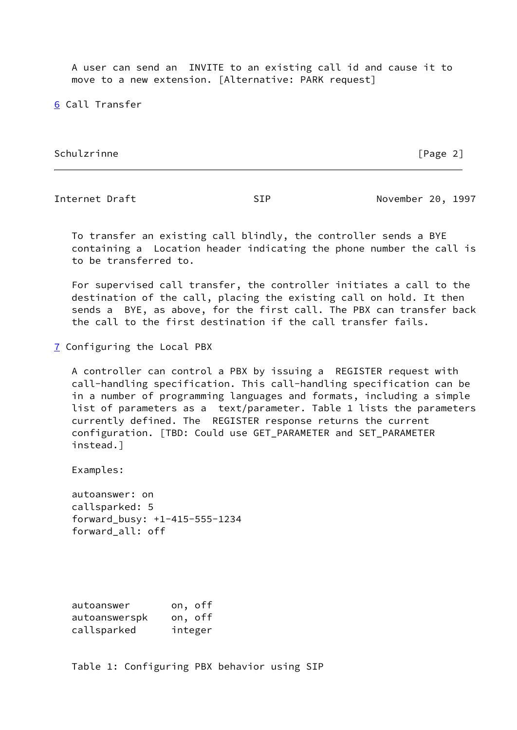A user can send an INVITE to an existing call id and cause it to move to a new extension. [Alternative: PARK request]

## 6 Call Transfer

To transfer an existing call blindly, the controller sends a BYE containing a Location header indicating the phone number the call is to be transferred to.

For supervised call transfer, the controller initiates a call to the destination of the call, placing the existing call on hold. It then sends a BYE, as above, for the first call. The PBX can transfer back the call to the first destination if the call transfer fails.

## 7 Configuring the Local PBX

A controller can control a PBX by issuing a REGISTER request with call-handling specification. This call-handling specification can be in a number of programming languages and formats, including a simple list of parameters as a text/parameter. Table 1 lists the parameters currently defined. The REGISTER response returns the current configuration. [TBD: Could use GET_PARAMETER and SET_PARAMETER instead.]

Examples:

```
autoanswer: on
callsparked: 5
forward_busy: +1-415-555-1234
forward_all: off
```

| | |
|---|---|
| autoanswer | on, off |
| autoanswerspk | on, off |
| callsparked | integer |

Table 1: Configuring PBX behavior using SIP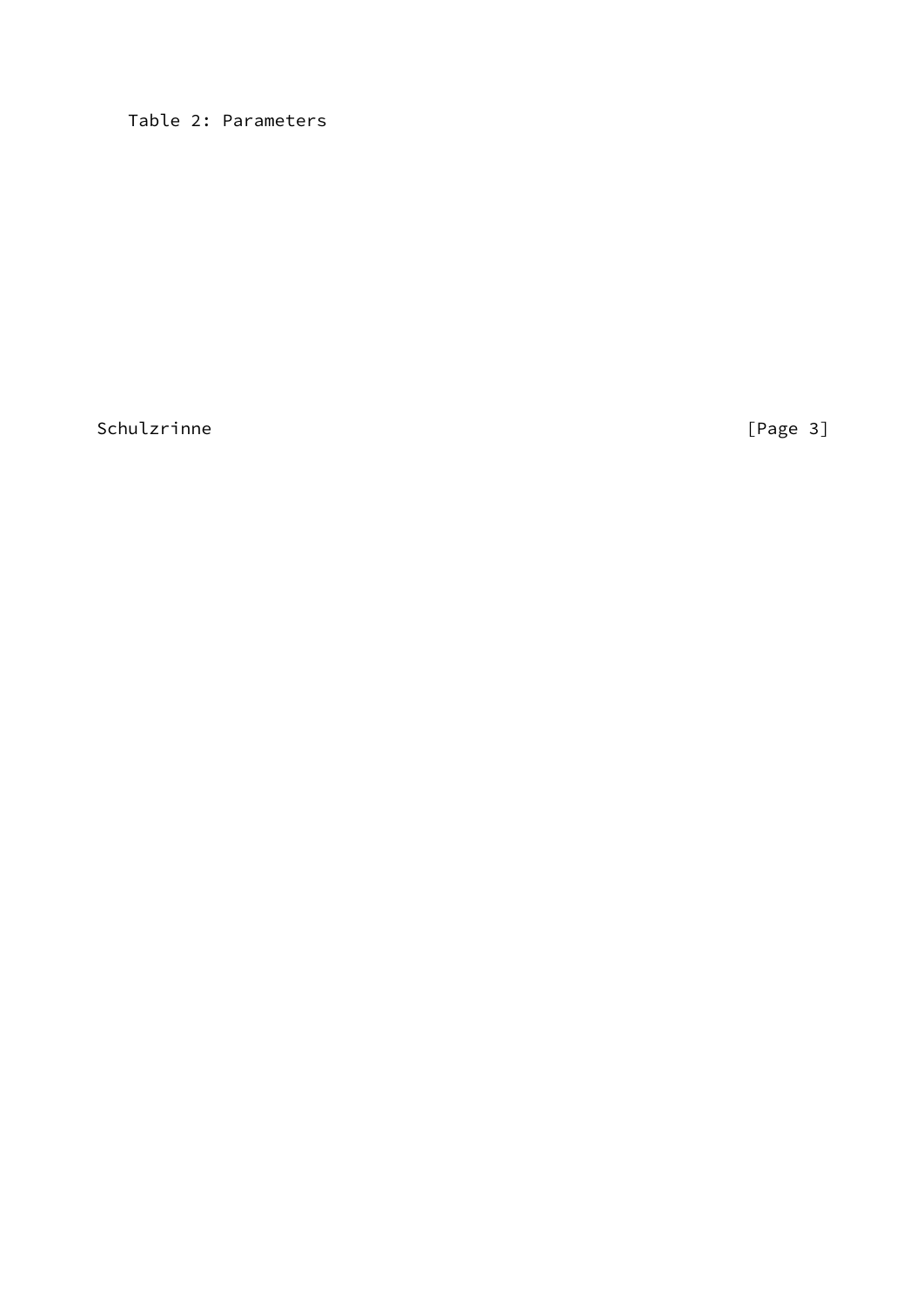Table 2: Parameters